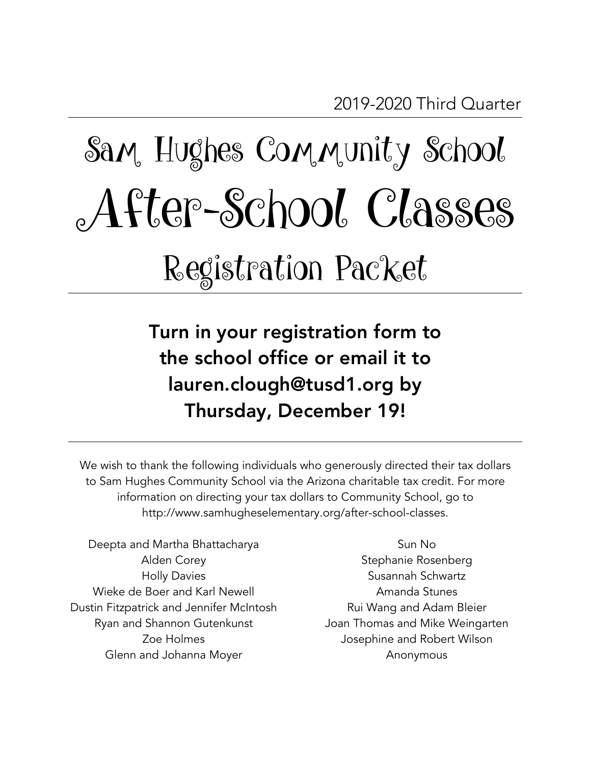2019-2020 Third Quarter

# Sam Hughes Community School

# After-School Classes

## Registration Packet

**Turn in your registration form to the school office or email it to lauren.clough@tusd1.org by Thursday, December 19!**

We wish to thank the following individuals who generously directed their tax dollars to Sam Hughes Community School via the Arizona charitable tax credit. For more information on directing your tax dollars to Community School, go to http://www.samhugheselementary.org/after-school-classes.

Deepta and Martha Bhattacharya
Alden Corey
Holly Davies
Wieke de Boer and Karl Newell
Dustin Fitzpatrick and Jennifer McIntosh
Ryan and Shannon Gutenkunst
Zoe Holmes
Glenn and Johanna Moyer
Sun No
Stephanie Rosenberg
Susannah Schwartz
Amanda Stunes
Rui Wang and Adam Bleier
Joan Thomas and Mike Weingarten
Josephine and Robert Wilson
Anonymous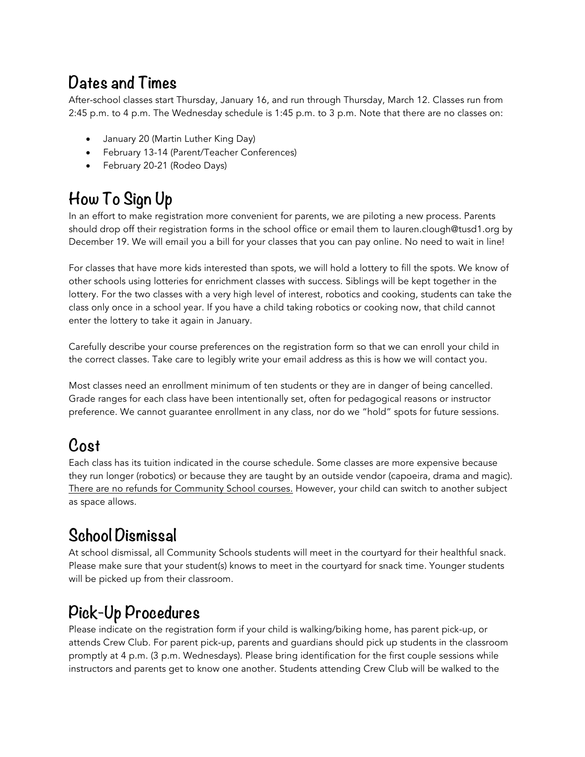## Dates and Times

After-school classes start Thursday, January 16, and run through Thursday, March 12. Classes run from 2:45 p.m. to 4 p.m. The Wednesday schedule is 1:45 p.m. to 3 p.m. Note that there are no classes on:

- January 20 (Martin Luther King Day)
- February 13-14 (Parent/Teacher Conferences)
- February 20-21 (Rodeo Days)

## How To Sign Up

In an effort to make registration more convenient for parents, we are piloting a new process. Parents should drop off their registration forms in the school office or email them to lauren.clough@tusd1.org by December 19. We will email you a bill for your classes that you can pay online. No need to wait in line!

For classes that have more kids interested than spots, we will hold a lottery to fill the spots. We know of other schools using lotteries for enrichment classes with success. Siblings will be kept together in the lottery. For the two classes with a very high level of interest, robotics and cooking, students can take the class only once in a school year. If you have a child taking robotics or cooking now, that child cannot enter the lottery to take it again in January.

Carefully describe your course preferences on the registration form so that we can enroll your child in the correct classes. Take care to legibly write your email address as this is how we will contact you.

Most classes need an enrollment minimum of ten students or they are in danger of being cancelled. Grade ranges for each class have been intentionally set, often for pedagogical reasons or instructor preference. We cannot guarantee enrollment in any class, nor do we "hold" spots for future sessions.

## Cost

Each class has its tuition indicated in the course schedule. Some classes are more expensive because they run longer (robotics) or because they are taught by an outside vendor (capoeira, drama and magic). <u>There are no refunds for Community School courses.</u> However, your child can switch to another subject as space allows.

## School Dismissal

At school dismissal, all Community Schools students will meet in the courtyard for their healthful snack. Please make sure that your student(s) knows to meet in the courtyard for snack time. Younger students will be picked up from their classroom.

## Pick-Up Procedures

Please indicate on the registration form if your child is walking/biking home, has parent pick-up, or attends Crew Club. For parent pick-up, parents and guardians should pick up students in the classroom promptly at 4 p.m. (3 p.m. Wednesdays). Please bring identification for the first couple sessions while instructors and parents get to know one another. Students attending Crew Club will be walked to the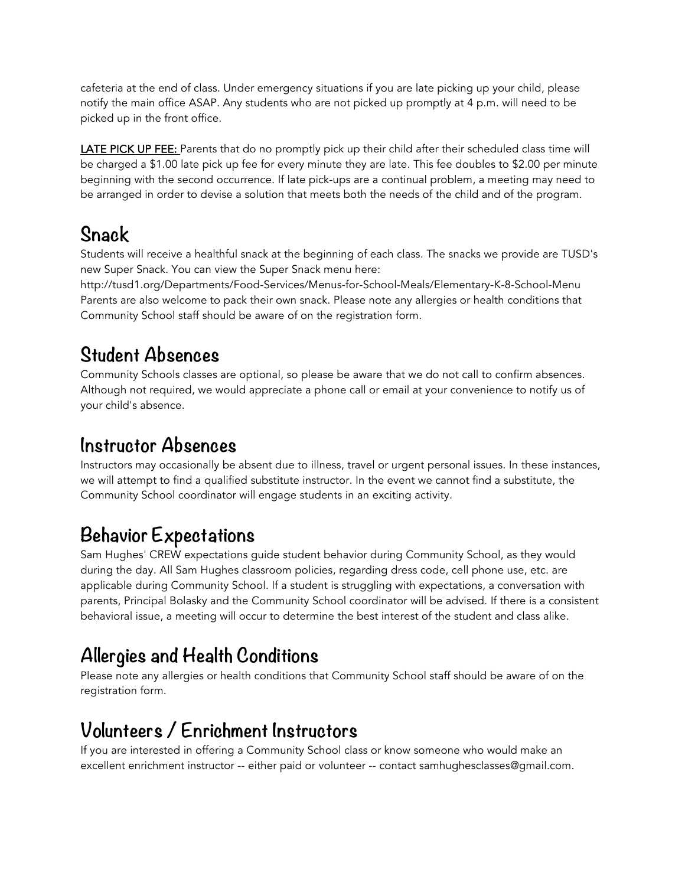cafeteria at the end of class. Under emergency situations if you are late picking up your child, please notify the main office ASAP. Any students who are not picked up promptly at 4 p.m. will need to be picked up in the front office.

**LATE PICK UP FEE:** Parents that do no promptly pick up their child after their scheduled class time will be charged a $1.00 late pick up fee for every minute they are late. This fee doubles to $2.00 per minute beginning with the second occurrence. If late pick-ups are a continual problem, a meeting may need to be arranged in order to devise a solution that meets both the needs of the child and of the program.

## Snack

Students will receive a healthful snack at the beginning of each class. The snacks we provide are TUSD's new Super Snack. You can view the Super Snack menu here:
http://tusd1.org/Departments/Food-Services/Menus-for-School-Meals/Elementary-K-8-School-Menu
Parents are also welcome to pack their own snack. Please note any allergies or health conditions that Community School staff should be aware of on the registration form.

## Student Absences

Community Schools classes are optional, so please be aware that we do not call to confirm absences. Although not required, we would appreciate a phone call or email at your convenience to notify us of your child's absence.

## Instructor Absences

Instructors may occasionally be absent due to illness, travel or urgent personal issues. In these instances, we will attempt to find a qualified substitute instructor. In the event we cannot find a substitute, the Community School coordinator will engage students in an exciting activity.

## Behavior Expectations

Sam Hughes' CREW expectations guide student behavior during Community School, as they would during the day. All Sam Hughes classroom policies, regarding dress code, cell phone use, etc. are applicable during Community School. If a student is struggling with expectations, a conversation with parents, Principal Bolasky and the Community School coordinator will be advised. If there is a consistent behavioral issue, a meeting will occur to determine the best interest of the student and class alike.

## Allergies and Health Conditions

Please note any allergies or health conditions that Community School staff should be aware of on the registration form.

## Volunteers / Enrichment Instructors

If you are interested in offering a Community School class or know someone who would make an excellent enrichment instructor -- either paid or volunteer -- contact samhughesclasses@gmail.com.